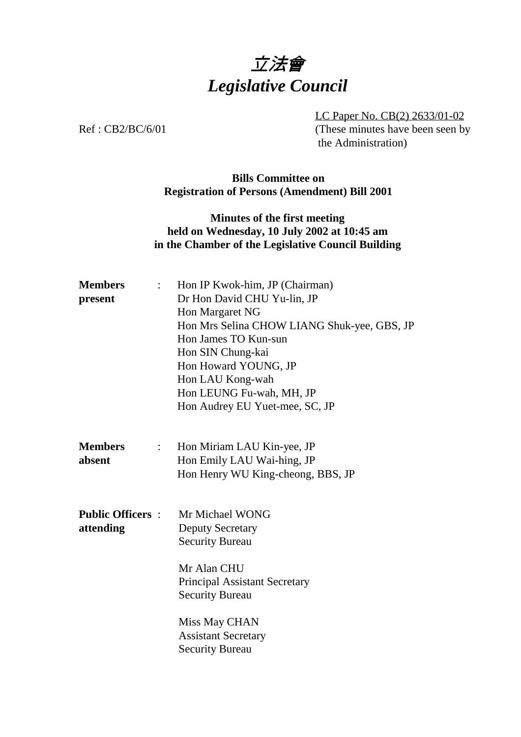# *立法會*
# *Legislative Council*

LC Paper No. CB(2) 2633/01-02
(These minutes have been seen by the Administration)

Ref : CB2/BC/6/01

**Bills Committee on**
**Registration of Persons (Amendment) Bill 2001**

**Minutes of the first meeting**
**held on Wednesday, 10 July 2002 at 10:45 am**
**in the Chamber of the Legislative Council Building**

**Members present** :
Hon IP Kwok-him, JP (Chairman)
Dr Hon David CHU Yu-lin, JP
Hon Margaret NG
Hon Mrs Selina CHOW LIANG Shuk-yee, GBS, JP
Hon James TO Kun-sun
Hon SIN Chung-kai
Hon Howard YOUNG, JP
Hon LAU Kong-wah
Hon LEUNG Fu-wah, MH, JP
Hon Audrey EU Yuet-mee, SC, JP

**Members absent** :
Hon Miriam LAU Kin-yee, JP
Hon Emily LAU Wai-hing, JP
Hon Henry WU King-cheong, BBS, JP

**Public Officers attending** :
Mr Michael WONG
Deputy Secretary
Security Bureau

Mr Alan CHU
Principal Assistant Secretary
Security Bureau

Miss May CHAN
Assistant Secretary
Security Bureau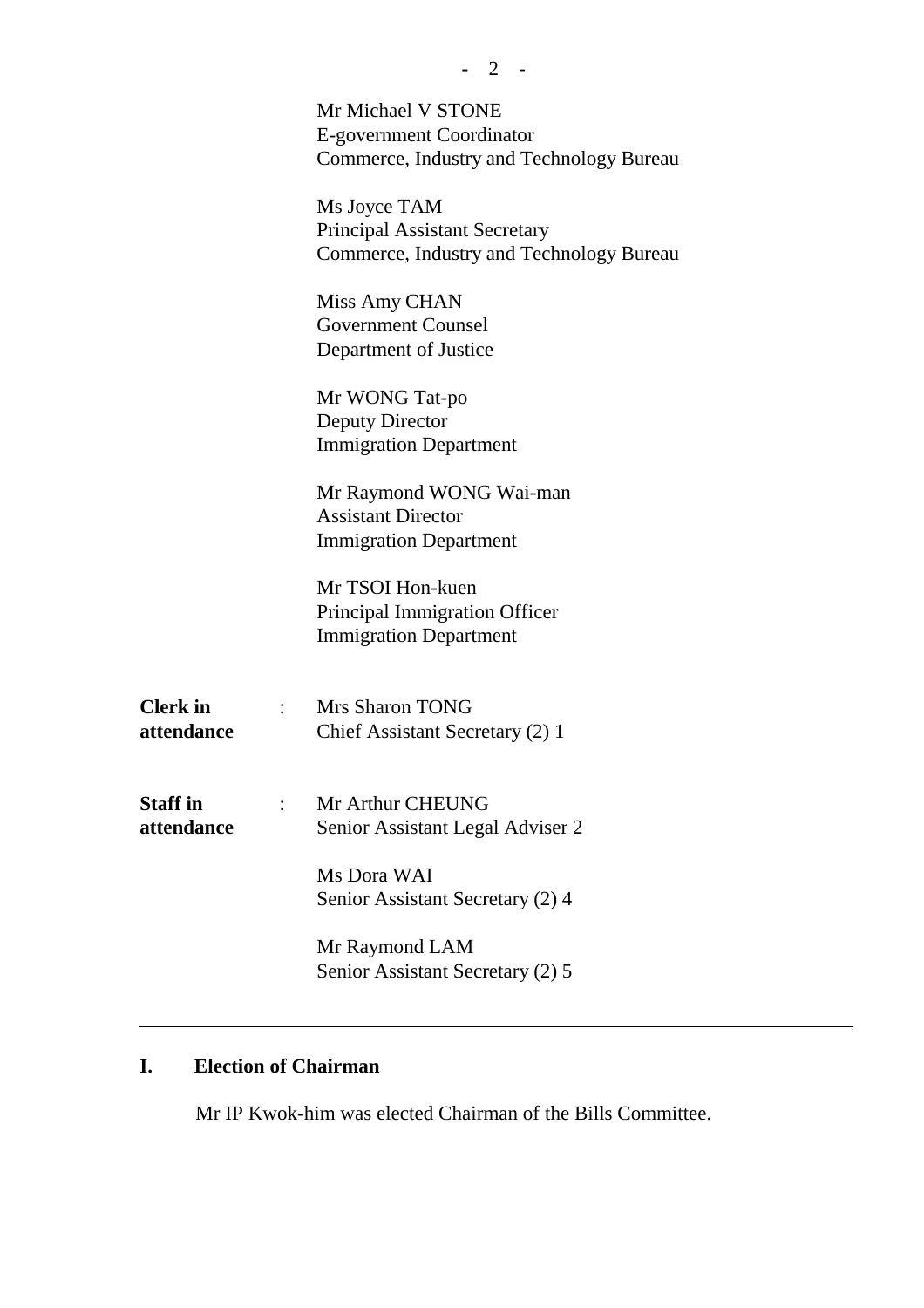Mr Michael V STONE
E-government Coordinator
Commerce, Industry and Technology Bureau

Ms Joyce TAM
Principal Assistant Secretary
Commerce, Industry and Technology Bureau

Miss Amy CHAN
Government Counsel
Department of Justice

Mr WONG Tat-po
Deputy Director
Immigration Department

Mr Raymond WONG Wai-man
Assistant Director
Immigration Department

Mr TSOI Hon-kuen
Principal Immigration Officer
Immigration Department

**Clerk in attendance** : Mrs Sharon TONG
Chief Assistant Secretary (2) 1

**Staff in attendance** : Mr Arthur CHEUNG
Senior Assistant Legal Adviser 2

Ms Dora WAI
Senior Assistant Secretary (2) 4

Mr Raymond LAM
Senior Assistant Secretary (2) 5

---

## I. Election of Chairman

Mr IP Kwok-him was elected Chairman of the Bills Committee.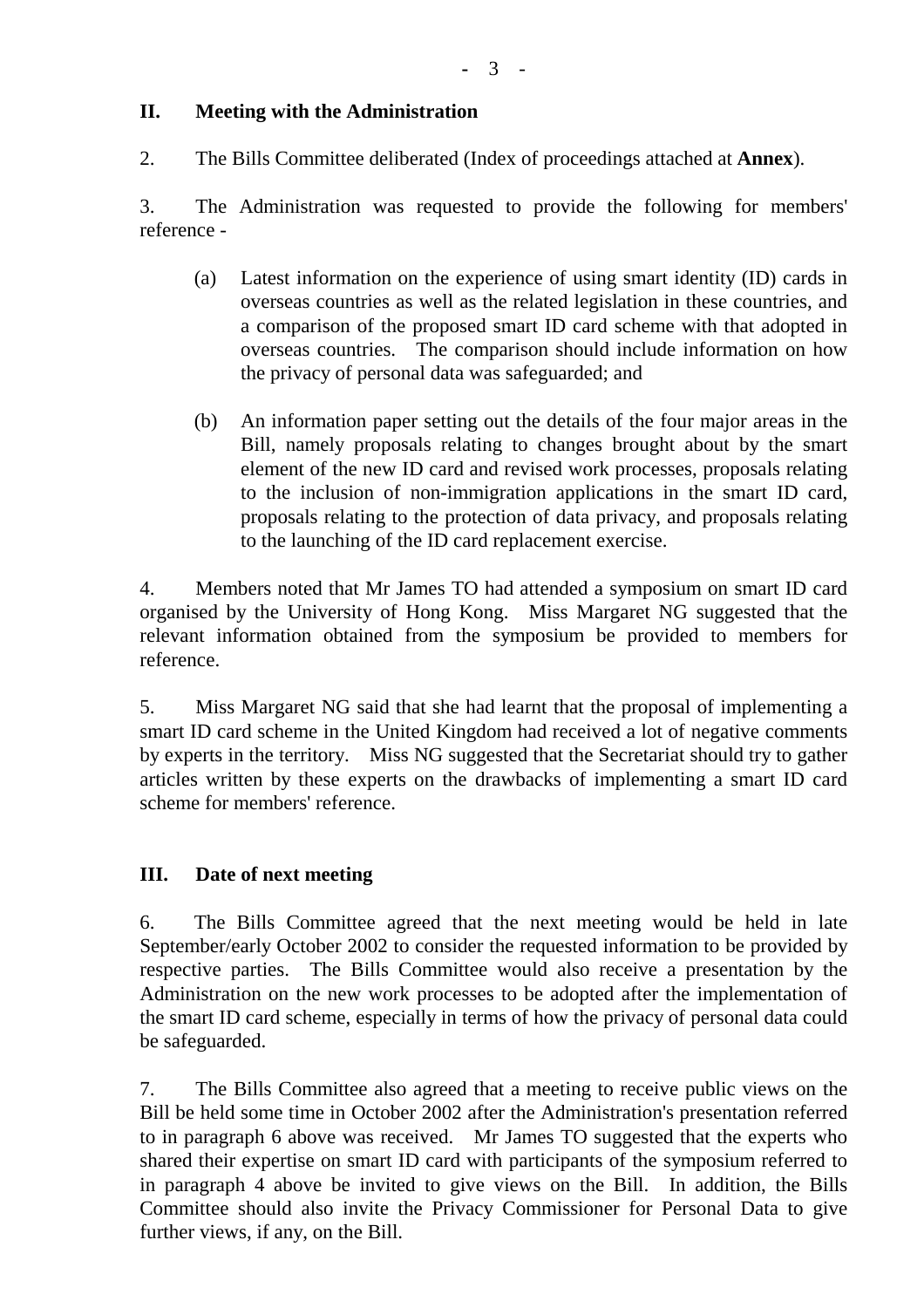## II. Meeting with the Administration

2. The Bills Committee deliberated (Index of proceedings attached at **Annex**).

3. The Administration was requested to provide the following for members' reference -

   (a) Latest information on the experience of using smart identity (ID) cards in overseas countries as well as the related legislation in these countries, and a comparison of the proposed smart ID card scheme with that adopted in overseas countries. The comparison should include information on how the privacy of personal data was safeguarded; and

   (b) An information paper setting out the details of the four major areas in the Bill, namely proposals relating to changes brought about by the smart element of the new ID card and revised work processes, proposals relating to the inclusion of non-immigration applications in the smart ID card, proposals relating to the protection of data privacy, and proposals relating to the launching of the ID card replacement exercise.

4. Members noted that Mr James TO had attended a symposium on smart ID card organised by the University of Hong Kong. Miss Margaret NG suggested that the relevant information obtained from the symposium be provided to members for reference.

5. Miss Margaret NG said that she had learnt that the proposal of implementing a smart ID card scheme in the United Kingdom had received a lot of negative comments by experts in the territory. Miss NG suggested that the Secretariat should try to gather articles written by these experts on the drawbacks of implementing a smart ID card scheme for members' reference.

## III. Date of next meeting

6. The Bills Committee agreed that the next meeting would be held in late September/early October 2002 to consider the requested information to be provided by respective parties. The Bills Committee would also receive a presentation by the Administration on the new work processes to be adopted after the implementation of the smart ID card scheme, especially in terms of how the privacy of personal data could be safeguarded.

7. The Bills Committee also agreed that a meeting to receive public views on the Bill be held some time in October 2002 after the Administration's presentation referred to in paragraph 6 above was received. Mr James TO suggested that the experts who shared their expertise on smart ID card with participants of the symposium referred to in paragraph 4 above be invited to give views on the Bill. In addition, the Bills Committee should also invite the Privacy Commissioner for Personal Data to give further views, if any, on the Bill.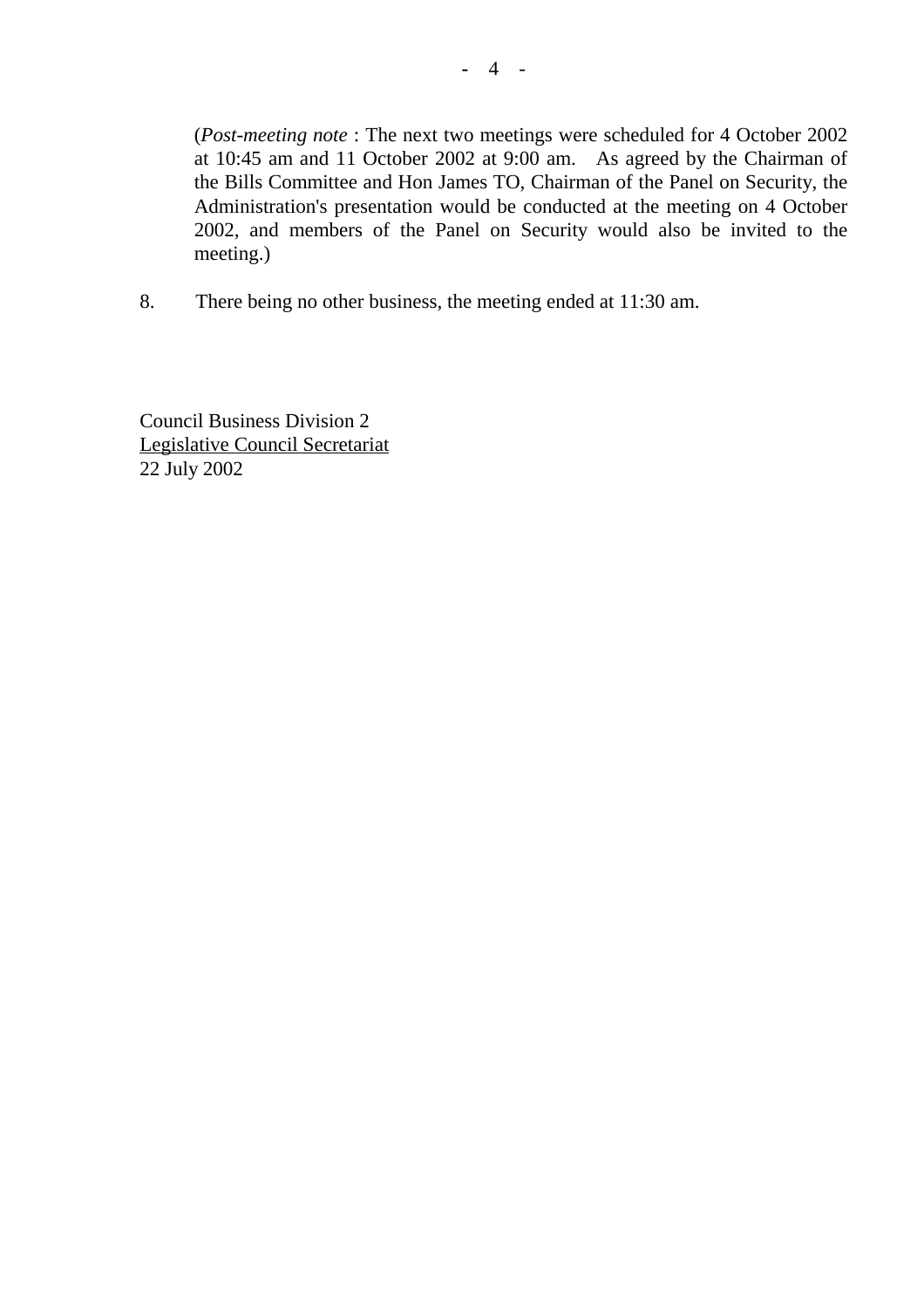(*Post-meeting note* : The next two meetings were scheduled for 4 October 2002 at 10:45 am and 11 October 2002 at 9:00 am. As agreed by the Chairman of the Bills Committee and Hon James TO, Chairman of the Panel on Security, the Administration's presentation would be conducted at the meeting on 4 October 2002, and members of the Panel on Security would also be invited to the meeting.)

8. There being no other business, the meeting ended at 11:30 am.

Council Business Division 2
Legislative Council Secretariat
22 July 2002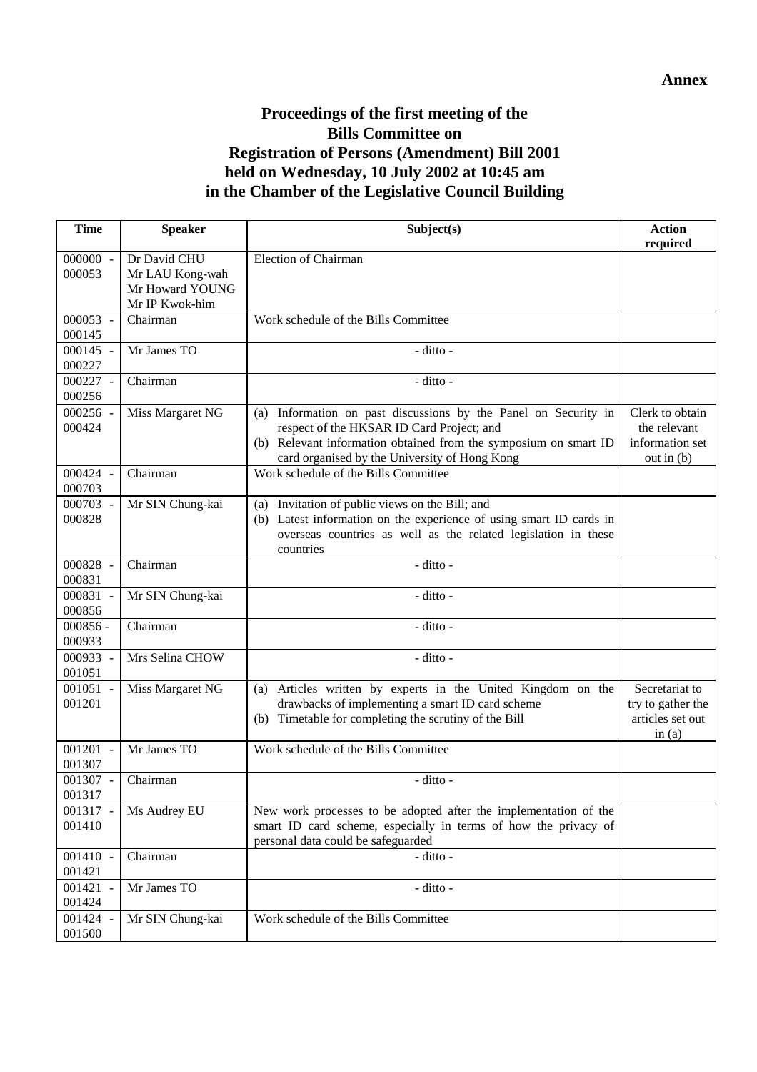**Annex**

**Proceedings of the first meeting of the Bills Committee on Registration of Persons (Amendment) Bill 2001 held on Wednesday, 10 July 2002 at 10:45 am in the Chamber of the Legislative Council Building**

| Time | Speaker | Subject(s) | Action required |
|---|---|---|---|
| 000000 - 000053 | Dr David CHU<br>Mr LAU Kong-wah<br>Mr Howard YOUNG<br>Mr IP Kwok-him | Election of Chairman | |
| 000053 - 000145 | Chairman | Work schedule of the Bills Committee | |
| 000145 - 000227 | Mr James TO | - ditto - | |
| 000227 - 000256 | Chairman | - ditto - | |
| 000256 - 000424 | Miss Margaret NG | (a) Information on past discussions by the Panel on Security in respect of the HKSAR ID Card Project; and<br>(b) Relevant information obtained from the symposium on smart ID card organised by the University of Hong Kong | Clerk to obtain the relevant information set out in (b) |
| 000424 - 000703 | Chairman | Work schedule of the Bills Committee | |
| 000703 - 000828 | Mr SIN Chung-kai | (a) Invitation of public views on the Bill; and<br>(b) Latest information on the experience of using smart ID cards in overseas countries as well as the related legislation in these countries | |
| 000828 - 000831 | Chairman | - ditto - | |
| 000831 - 000856 | Mr SIN Chung-kai | - ditto - | |
| 000856 - 000933 | Chairman | - ditto - | |
| 000933 - 001051 | Mrs Selina CHOW | - ditto - | |
| 001051 - 001201 | Miss Margaret NG | (a) Articles written by experts in the United Kingdom on the drawbacks of implementing a smart ID card scheme<br>(b) Timetable for completing the scrutiny of the Bill | Secretariat to try to gather the articles set out in (a) |
| 001201 - 001307 | Mr James TO | Work schedule of the Bills Committee | |
| 001307 - 001317 | Chairman | - ditto - | |
| 001317 - 001410 | Ms Audrey EU | New work processes to be adopted after the implementation of the smart ID card scheme, especially in terms of how the privacy of personal data could be safeguarded | |
| 001410 - 001421 | Chairman | - ditto - | |
| 001421 - 001424 | Mr James TO | - ditto - | |
| 001424 - 001500 | Mr SIN Chung-kai | Work schedule of the Bills Committee | |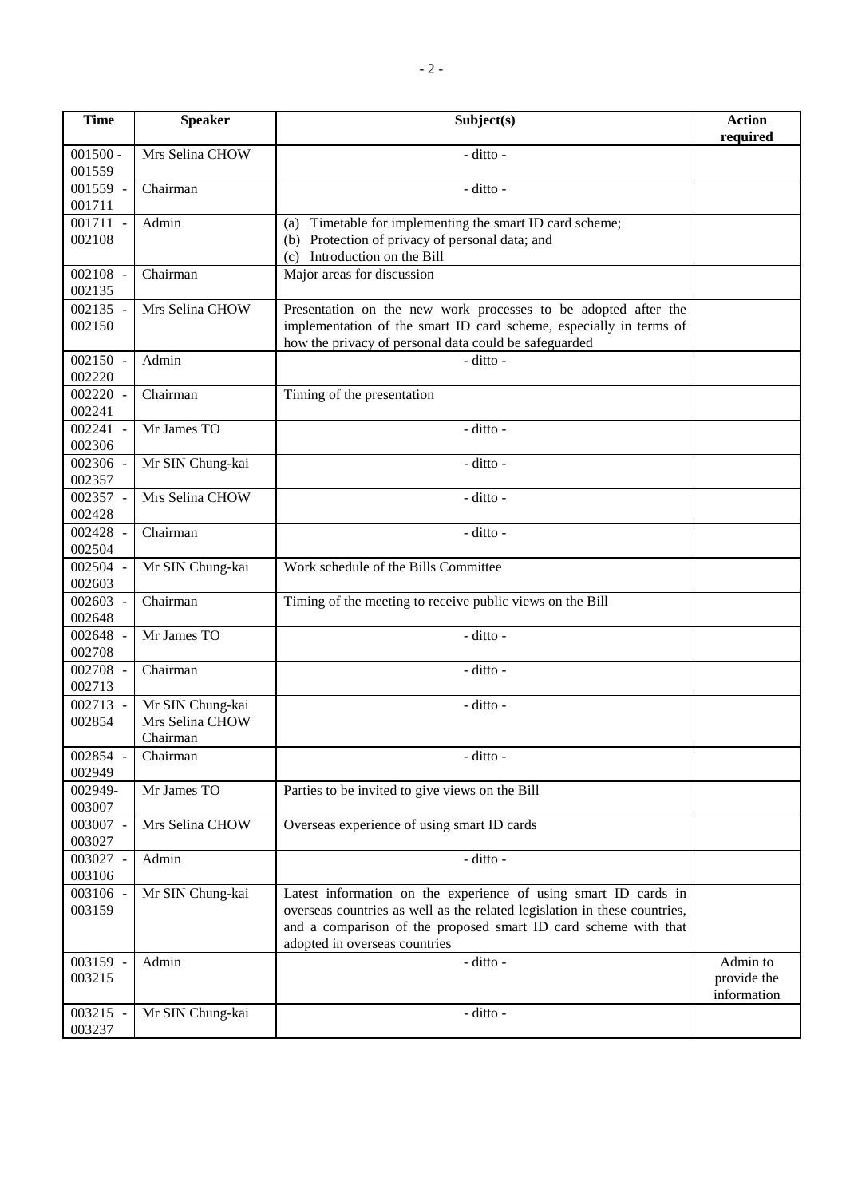| Time | Speaker | Subject(s) | Action required |
|---|---|---|---|
| 001500 - 001559 | Mrs Selina CHOW | - ditto - | |
| 001559 - 001711 | Chairman | - ditto - | |
| 001711 - 002108 | Admin | (a) Timetable for implementing the smart ID card scheme;<br>(b) Protection of privacy of personal data; and<br>(c) Introduction on the Bill | |
| 002108 - 002135 | Chairman | Major areas for discussion | |
| 002135 - 002150 | Mrs Selina CHOW | Presentation on the new work processes to be adopted after the implementation of the smart ID card scheme, especially in terms of how the privacy of personal data could be safeguarded | |
| 002150 - 002220 | Admin | - ditto - | |
| 002220 - 002241 | Chairman | Timing of the presentation | |
| 002241 - 002306 | Mr James TO | - ditto - | |
| 002306 - 002357 | Mr SIN Chung-kai | - ditto - | |
| 002357 - 002428 | Mrs Selina CHOW | - ditto - | |
| 002428 - 002504 | Chairman | - ditto - | |
| 002504 - 002603 | Mr SIN Chung-kai | Work schedule of the Bills Committee | |
| 002603 - 002648 | Chairman | Timing of the meeting to receive public views on the Bill | |
| 002648 - 002708 | Mr James TO | - ditto - | |
| 002708 - 002713 | Chairman | - ditto - | |
| 002713 - 002854 | Mr SIN Chung-kai<br>Mrs Selina CHOW<br>Chairman | - ditto - | |
| 002854 - 002949 | Chairman | - ditto - | |
| 002949- 003007 | Mr James TO | Parties to be invited to give views on the Bill | |
| 003007 - 003027 | Mrs Selina CHOW | Overseas experience of using smart ID cards | |
| 003027 - 003106 | Admin | - ditto - | |
| 003106 - 003159 | Mr SIN Chung-kai | Latest information on the experience of using smart ID cards in overseas countries as well as the related legislation in these countries, and a comparison of the proposed smart ID card scheme with that adopted in overseas countries | |
| 003159 - 003215 | Admin | - ditto - | Admin to provide the information |
| 003215 - 003237 | Mr SIN Chung-kai | - ditto - | |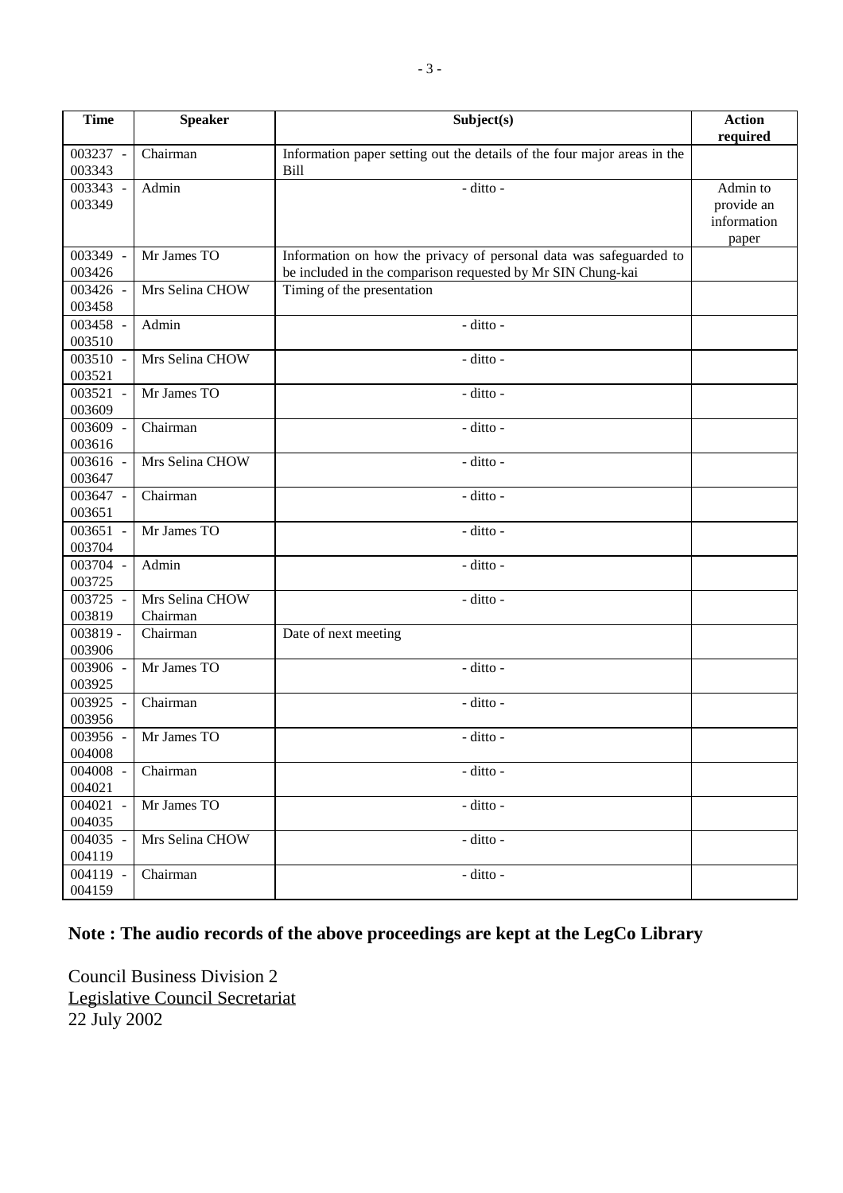| Time | Speaker | Subject(s) | Action required |
|---|---|---|---|
| 003237 - 003343 | Chairman | Information paper setting out the details of the four major areas in the Bill | |
| 003343 - 003349 | Admin | - ditto - | Admin to provide an information paper |
| 003349 - 003426 | Mr James TO | Information on how the privacy of personal data was safeguarded to be included in the comparison requested by Mr SIN Chung-kai | |
| 003426 - 003458 | Mrs Selina CHOW | Timing of the presentation | |
| 003458 - 003510 | Admin | - ditto - | |
| 003510 - 003521 | Mrs Selina CHOW | - ditto - | |
| 003521 - 003609 | Mr James TO | - ditto - | |
| 003609 - 003616 | Chairman | - ditto - | |
| 003616 - 003647 | Mrs Selina CHOW | - ditto - | |
| 003647 - 003651 | Chairman | - ditto - | |
| 003651 - 003704 | Mr James TO | - ditto - | |
| 003704 - 003725 | Admin | - ditto - | |
| 003725 - 003819 | Mrs Selina CHOW Chairman | - ditto - | |
| 003819 - 003906 | Chairman | Date of next meeting | |
| 003906 - 003925 | Mr James TO | - ditto - | |
| 003925 - 003956 | Chairman | - ditto - | |
| 003956 - 004008 | Mr James TO | - ditto - | |
| 004008 - 004021 | Chairman | - ditto - | |
| 004021 - 004035 | Mr James TO | - ditto - | |
| 004035 - 004119 | Mrs Selina CHOW | - ditto - | |
| 004119 - 004159 | Chairman | - ditto - | |

**Note : The audio records of the above proceedings are kept at the LegCo Library**

Council Business Division 2
Legislative Council Secretariat
22 July 2002